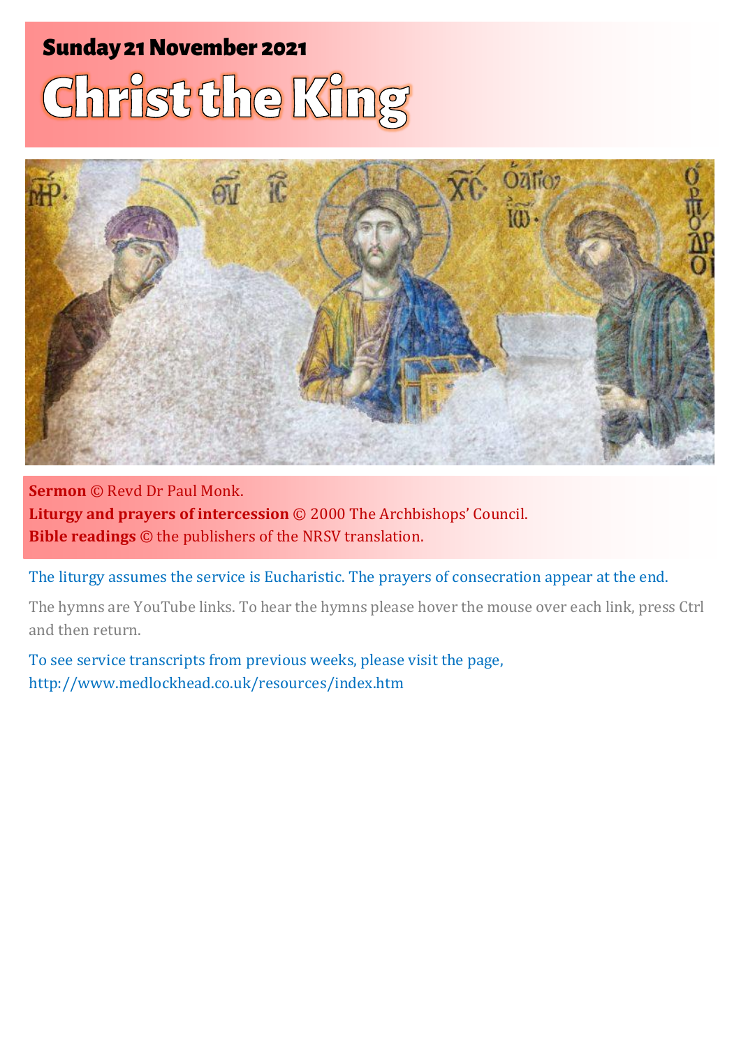## Sunday 21 November 2021

# Christ the King

**Sermon** © Revd Dr Paul Monk.
**Liturgy and prayers of intercession** © 2000 The Archbishops' Council.
**Bible readings** © the publishers of the NRSV translation.

The liturgy assumes the service is Eucharistic. The prayers of consecration appear at the end.

The hymns are YouTube links. To hear the hymns please hover the mouse over each link, press Ctrl and then return.

To see service transcripts from previous weeks, please visit the page, http://www.medlockhead.co.uk/resources/index.htm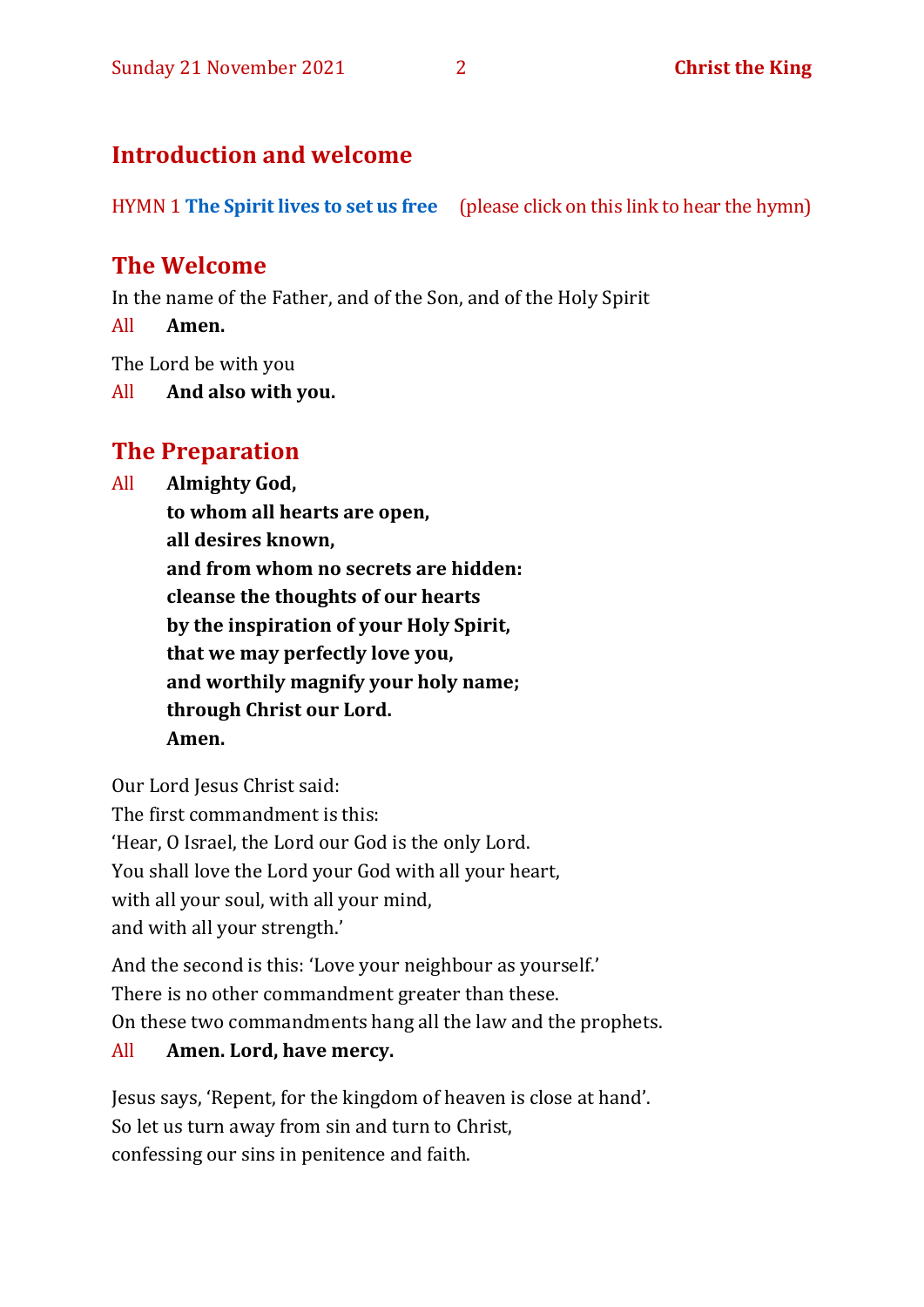## Introduction and welcome

HYMN 1 **The Spirit lives to set us free** (please click on this link to hear the hymn)

## The Welcome

In the name of the Father, and of the Son, and of the Holy Spirit

All **Amen.**

The Lord be with you

All **And also with you.**

## The Preparation

All **Almighty God,**
**to whom all hearts are open,**
**all desires known,**
**and from whom no secrets are hidden:**
**cleanse the thoughts of our hearts**
**by the inspiration of your Holy Spirit,**
**that we may perfectly love you,**
**and worthily magnify your holy name;**
**through Christ our Lord.**
**Amen.**

Our Lord Jesus Christ said:
The first commandment is this:
'Hear, O Israel, the Lord our God is the only Lord.
You shall love the Lord your God with all your heart,
with all your soul, with all your mind,
and with all your strength.'

And the second is this: 'Love your neighbour as yourself.'
There is no other commandment greater than these.
On these two commandments hang all the law and the prophets.

All **Amen. Lord, have mercy.**

Jesus says, 'Repent, for the kingdom of heaven is close at hand'.
So let us turn away from sin and turn to Christ,
confessing our sins in penitence and faith.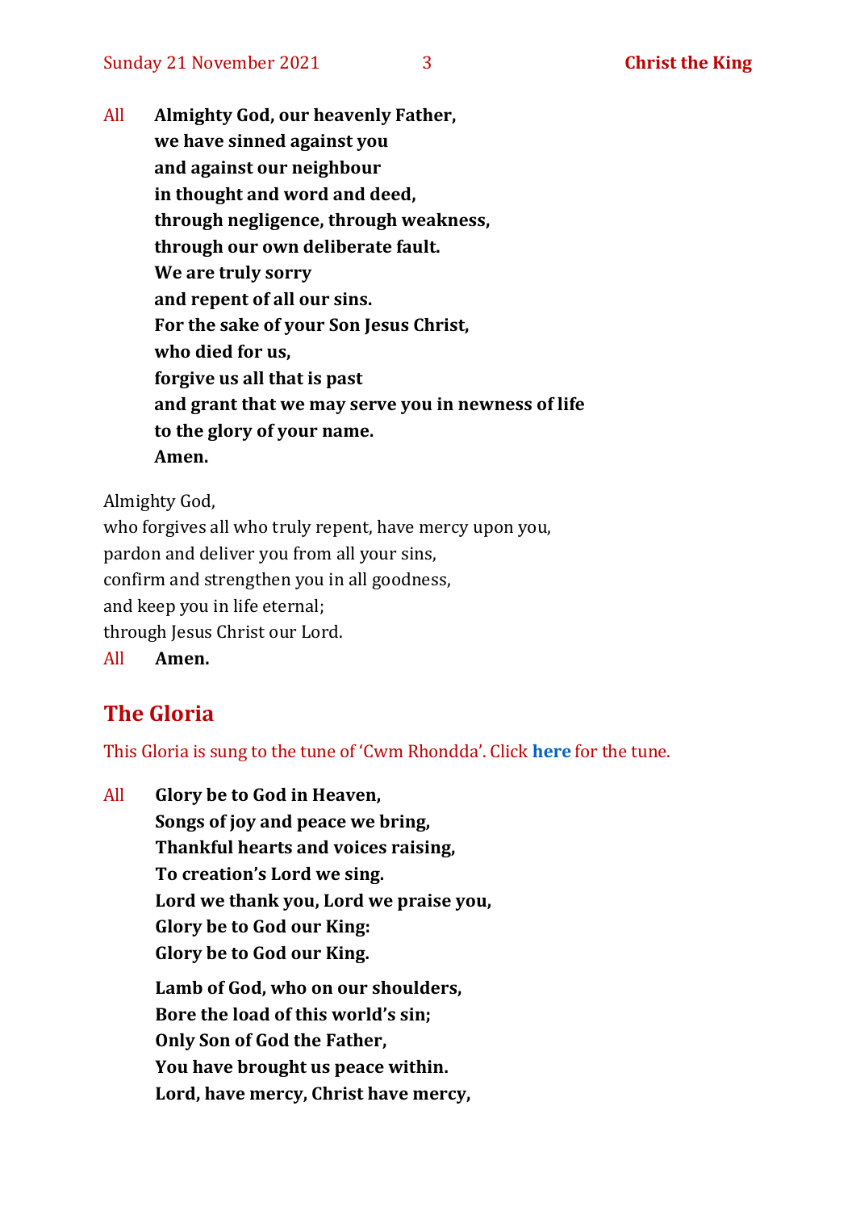All **Almighty God, our heavenly Father,**
**we have sinned against you**
**and against our neighbour**
**in thought and word and deed,**
**through negligence, through weakness,**
**through our own deliberate fault.**
**We are truly sorry**
**and repent of all our sins.**
**For the sake of your Son Jesus Christ,**
**who died for us,**
**forgive us all that is past**
**and grant that we may serve you in newness of life**
**to the glory of your name.**
**Amen.**

Almighty God,
who forgives all who truly repent, have mercy upon you,
pardon and deliver you from all your sins,
confirm and strengthen you in all goodness,
and keep you in life eternal;
through Jesus Christ our Lord.

All **Amen.**

## The Gloria

This Gloria is sung to the tune of 'Cwm Rhondda'. Click **here** for the tune.

All **Glory be to God in Heaven,**
**Songs of joy and peace we bring,**
**Thankful hearts and voices raising,**
**To creation's Lord we sing.**
**Lord we thank you, Lord we praise you,**
**Glory be to God our King:**
**Glory be to God our King.**

**Lamb of God, who on our shoulders,**
**Bore the load of this world's sin;**
**Only Son of God the Father,**
**You have brought us peace within.**
**Lord, have mercy, Christ have mercy,**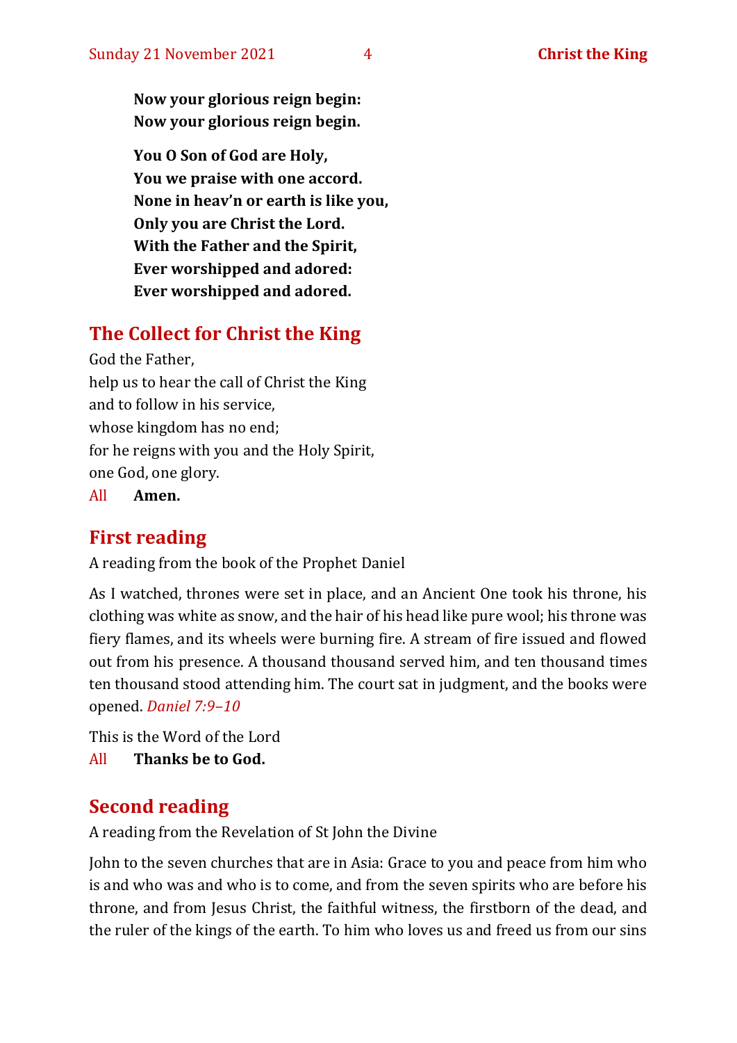**Now your glorious reign begin:**
**Now your glorious reign begin.**

**You O Son of God are Holy,**
**You we praise with one accord.**
**None in heav'n or earth is like you,**
**Only you are Christ the Lord.**
**With the Father and the Spirit,**
**Ever worshipped and adored:**
**Ever worshipped and adored.**

## The Collect for Christ the King

God the Father,
help us to hear the call of Christ the King
and to follow in his service,
whose kingdom has no end;
for he reigns with you and the Holy Spirit,
one God, one glory.

All **Amen.**

## First reading

A reading from the book of the Prophet Daniel

As I watched, thrones were set in place, and an Ancient One took his throne, his clothing was white as snow, and the hair of his head like pure wool; his throne was fiery flames, and its wheels were burning fire. A stream of fire issued and flowed out from his presence. A thousand thousand served him, and ten thousand times ten thousand stood attending him. The court sat in judgment, and the books were opened. *Daniel 7:9–10*

This is the Word of the Lord

All **Thanks be to God.**

## Second reading

A reading from the Revelation of St John the Divine

John to the seven churches that are in Asia: Grace to you and peace from him who is and who was and who is to come, and from the seven spirits who are before his throne, and from Jesus Christ, the faithful witness, the firstborn of the dead, and the ruler of the kings of the earth. To him who loves us and freed us from our sins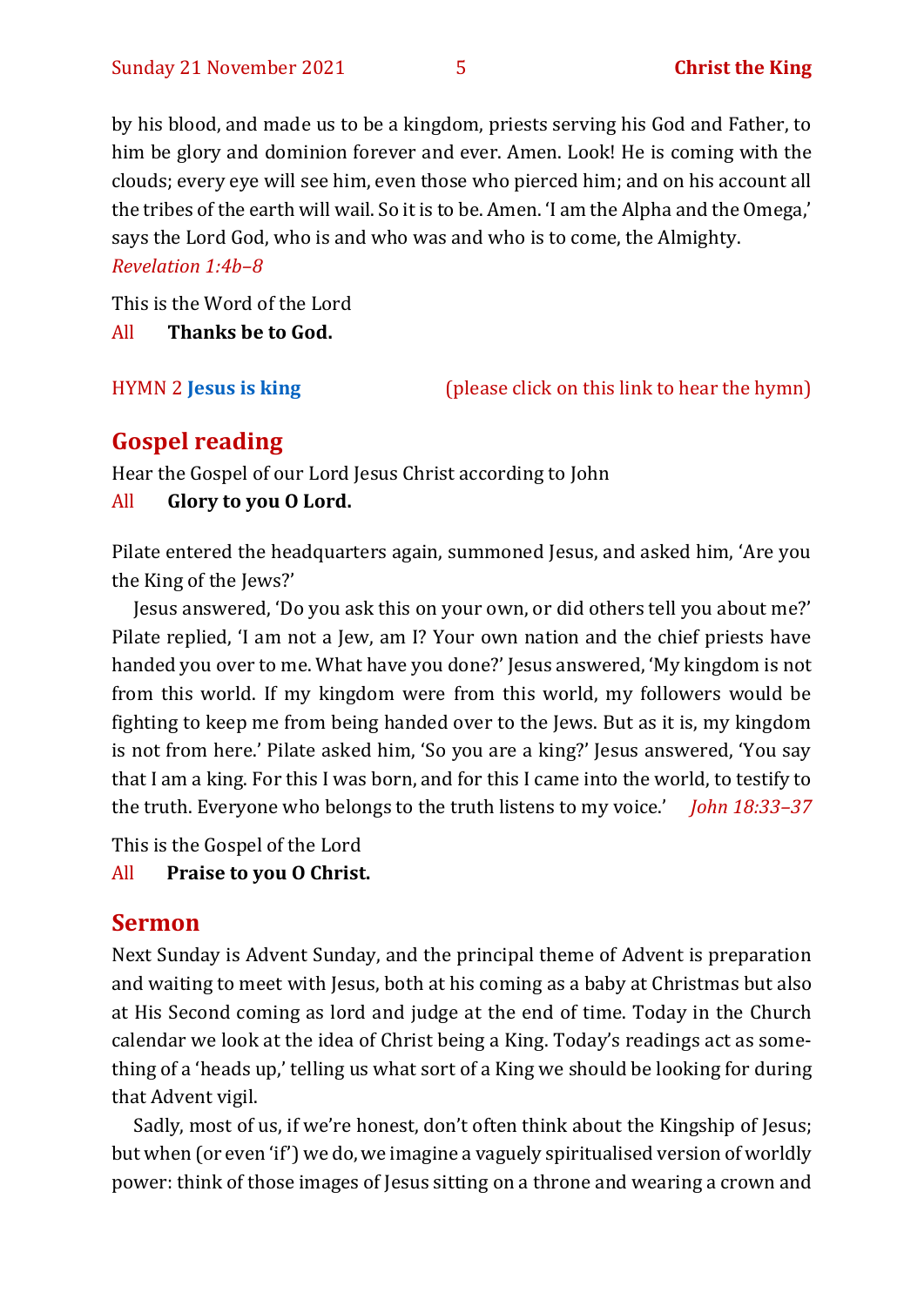by his blood, and made us to be a kingdom, priests serving his God and Father, to him be glory and dominion forever and ever. Amen. Look! He is coming with the clouds; every eye will see him, even those who pierced him; and on his account all the tribes of the earth will wail. So it is to be. Amen. 'I am the Alpha and the Omega,' says the Lord God, who is and who was and who is to come, the Almighty.
*Revelation 1:4b–8*

This is the Word of the Lord
All **Thanks be to God.**

HYMN 2 **Jesus is king** (please click on this link to hear the hymn)

## Gospel reading

Hear the Gospel of our Lord Jesus Christ according to John
All **Glory to you O Lord.**

Pilate entered the headquarters again, summoned Jesus, and asked him, 'Are you the King of the Jews?'

Jesus answered, 'Do you ask this on your own, or did others tell you about me?' Pilate replied, 'I am not a Jew, am I? Your own nation and the chief priests have handed you over to me. What have you done?' Jesus answered, 'My kingdom is not from this world. If my kingdom were from this world, my followers would be fighting to keep me from being handed over to the Jews. But as it is, my kingdom is not from here.' Pilate asked him, 'So you are a king?' Jesus answered, 'You say that I am a king. For this I was born, and for this I came into the world, to testify to the truth. Everyone who belongs to the truth listens to my voice.' *John 18:33–37*

This is the Gospel of the Lord
All **Praise to you O Christ.**

## Sermon

Next Sunday is Advent Sunday, and the principal theme of Advent is preparation and waiting to meet with Jesus, both at his coming as a baby at Christmas but also at His Second coming as lord and judge at the end of time. Today in the Church calendar we look at the idea of Christ being a King. Today's readings act as something of a 'heads up,' telling us what sort of a King we should be looking for during that Advent vigil.

Sadly, most of us, if we're honest, don't often think about the Kingship of Jesus; but when (or even 'if') we do, we imagine a vaguely spiritualised version of worldly power: think of those images of Jesus sitting on a throne and wearing a crown and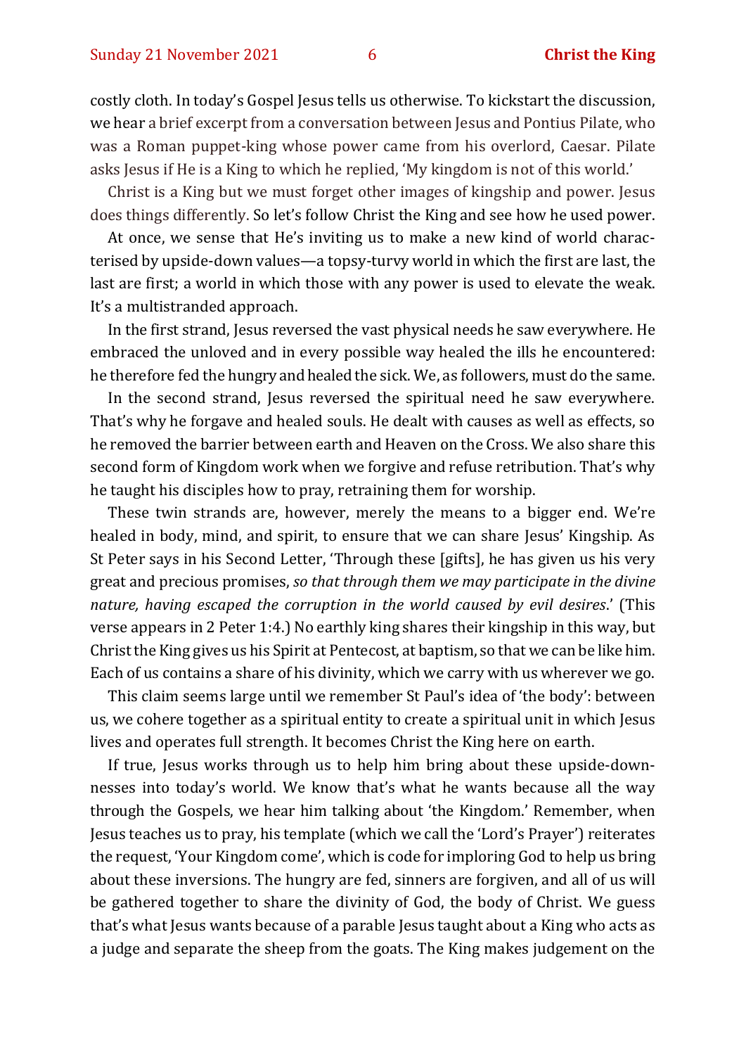costly cloth. In today's Gospel Jesus tells us otherwise. To kickstart the discussion, we hear a brief excerpt from a conversation between Jesus and Pontius Pilate, who was a Roman puppet-king whose power came from his overlord, Caesar. Pilate asks Jesus if He is a King to which he replied, 'My kingdom is not of this world.'

Christ is a King but we must forget other images of kingship and power. Jesus does things differently. So let's follow Christ the King and see how he used power.

At once, we sense that He's inviting us to make a new kind of world characterised by upside-down values—a topsy-turvy world in which the first are last, the last are first; a world in which those with any power is used to elevate the weak. It's a multistranded approach.

In the first strand, Jesus reversed the vast physical needs he saw everywhere. He embraced the unloved and in every possible way healed the ills he encountered: he therefore fed the hungry and healed the sick. We, as followers, must do the same.

In the second strand, Jesus reversed the spiritual need he saw everywhere. That's why he forgave and healed souls. He dealt with causes as well as effects, so he removed the barrier between earth and Heaven on the Cross. We also share this second form of Kingdom work when we forgive and refuse retribution. That's why he taught his disciples how to pray, retraining them for worship.

These twin strands are, however, merely the means to a bigger end. We're healed in body, mind, and spirit, to ensure that we can share Jesus' Kingship. As St Peter says in his Second Letter, 'Through these [gifts], he has given us his very great and precious promises, *so that through them we may participate in the divine nature, having escaped the corruption in the world caused by evil desires*.' (This verse appears in 2 Peter 1:4.) No earthly king shares their kingship in this way, but Christ the King gives us his Spirit at Pentecost, at baptism, so that we can be like him. Each of us contains a share of his divinity, which we carry with us wherever we go.

This claim seems large until we remember St Paul's idea of 'the body': between us, we cohere together as a spiritual entity to create a spiritual unit in which Jesus lives and operates full strength. It becomes Christ the King here on earth.

If true, Jesus works through us to help him bring about these upside-downnesses into today's world. We know that's what he wants because all the way through the Gospels, we hear him talking about 'the Kingdom.' Remember, when Jesus teaches us to pray, his template (which we call the 'Lord's Prayer') reiterates the request, 'Your Kingdom come', which is code for imploring God to help us bring about these inversions. The hungry are fed, sinners are forgiven, and all of us will be gathered together to share the divinity of God, the body of Christ. We guess that's what Jesus wants because of a parable Jesus taught about a King who acts as a judge and separate the sheep from the goats. The King makes judgement on the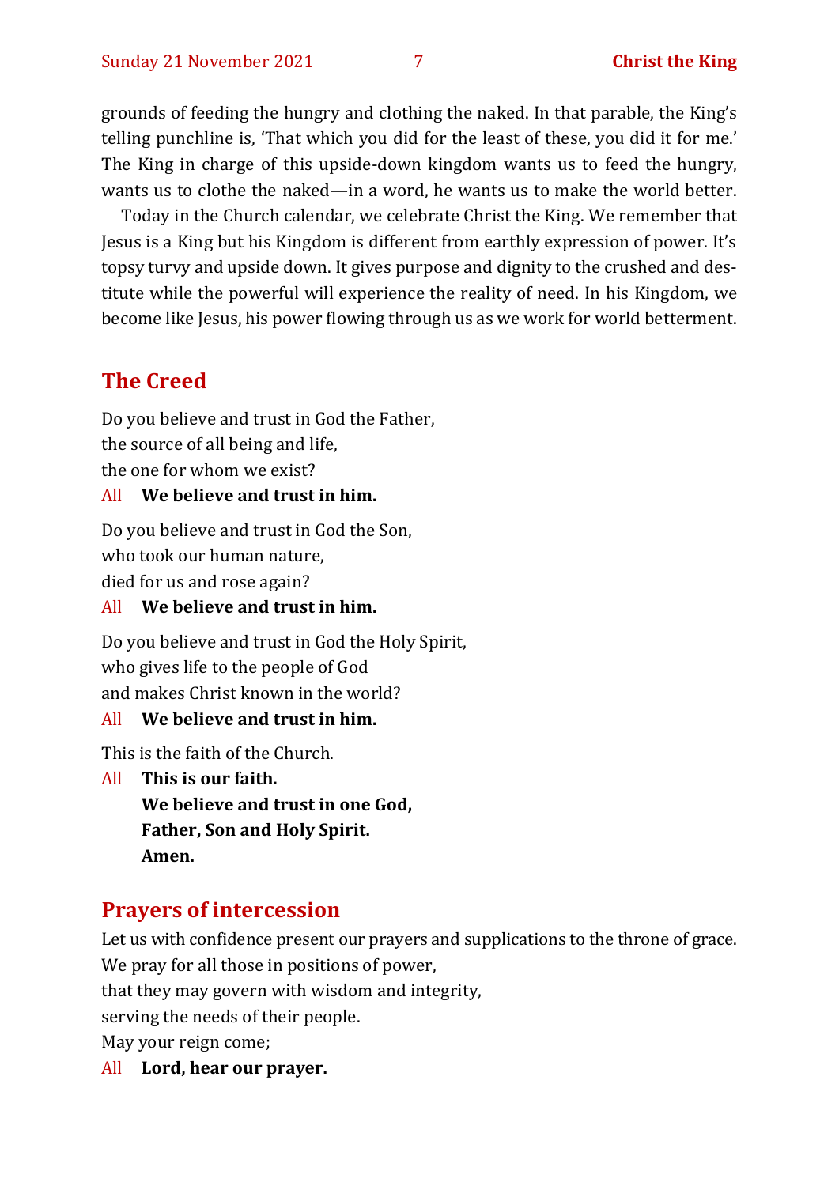grounds of feeding the hungry and clothing the naked. In that parable, the King's telling punchline is, 'That which you did for the least of these, you did it for me.' The King in charge of this upside-down kingdom wants us to feed the hungry, wants us to clothe the naked—in a word, he wants us to make the world better.

Today in the Church calendar, we celebrate Christ the King. We remember that Jesus is a King but his Kingdom is different from earthly expression of power. It's topsy turvy and upside down. It gives purpose and dignity to the crushed and destitute while the powerful will experience the reality of need. In his Kingdom, we become like Jesus, his power flowing through us as we work for world betterment.

## The Creed

Do you believe and trust in God the Father,
the source of all being and life,
the one for whom we exist?

All **We believe and trust in him.**

Do you believe and trust in God the Son,
who took our human nature,
died for us and rose again?

All **We believe and trust in him.**

Do you believe and trust in God the Holy Spirit,
who gives life to the people of God
and makes Christ known in the world?

All **We believe and trust in him.**

This is the faith of the Church.

All **This is our faith.**
**We believe and trust in one God,**
**Father, Son and Holy Spirit.**
**Amen.**

## Prayers of intercession

Let us with confidence present our prayers and supplications to the throne of grace.
We pray for all those in positions of power,
that they may govern with wisdom and integrity,
serving the needs of their people.
May your reign come;

All **Lord, hear our prayer.**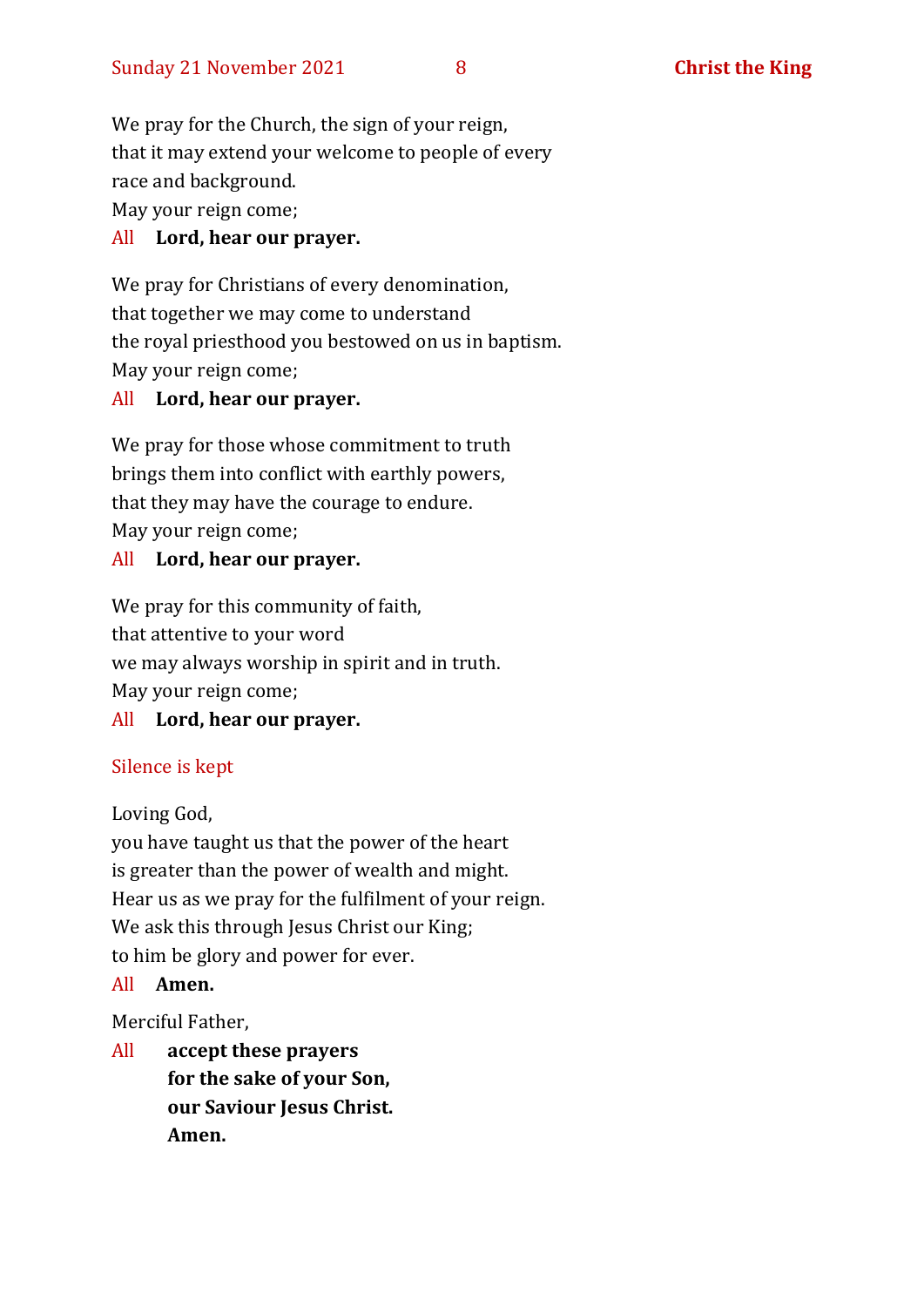We pray for the Church, the sign of your reign,
that it may extend your welcome to people of every race and background.
May your reign come;

All **Lord, hear our prayer.**

We pray for Christians of every denomination,
that together we may come to understand
the royal priesthood you bestowed on us in baptism.
May your reign come;

All **Lord, hear our prayer.**

We pray for those whose commitment to truth
brings them into conflict with earthly powers,
that they may have the courage to endure.
May your reign come;

All **Lord, hear our prayer.**

We pray for this community of faith,
that attentive to your word
we may always worship in spirit and in truth.
May your reign come;

All **Lord, hear our prayer.**

Silence is kept

Loving God,
you have taught us that the power of the heart
is greater than the power of wealth and might.
Hear us as we pray for the fulfilment of your reign.
We ask this through Jesus Christ our King;
to him be glory and power for ever.

All **Amen.**

Merciful Father,

All **accept these prayers**
**for the sake of your Son,**
**our Saviour Jesus Christ.**
**Amen.**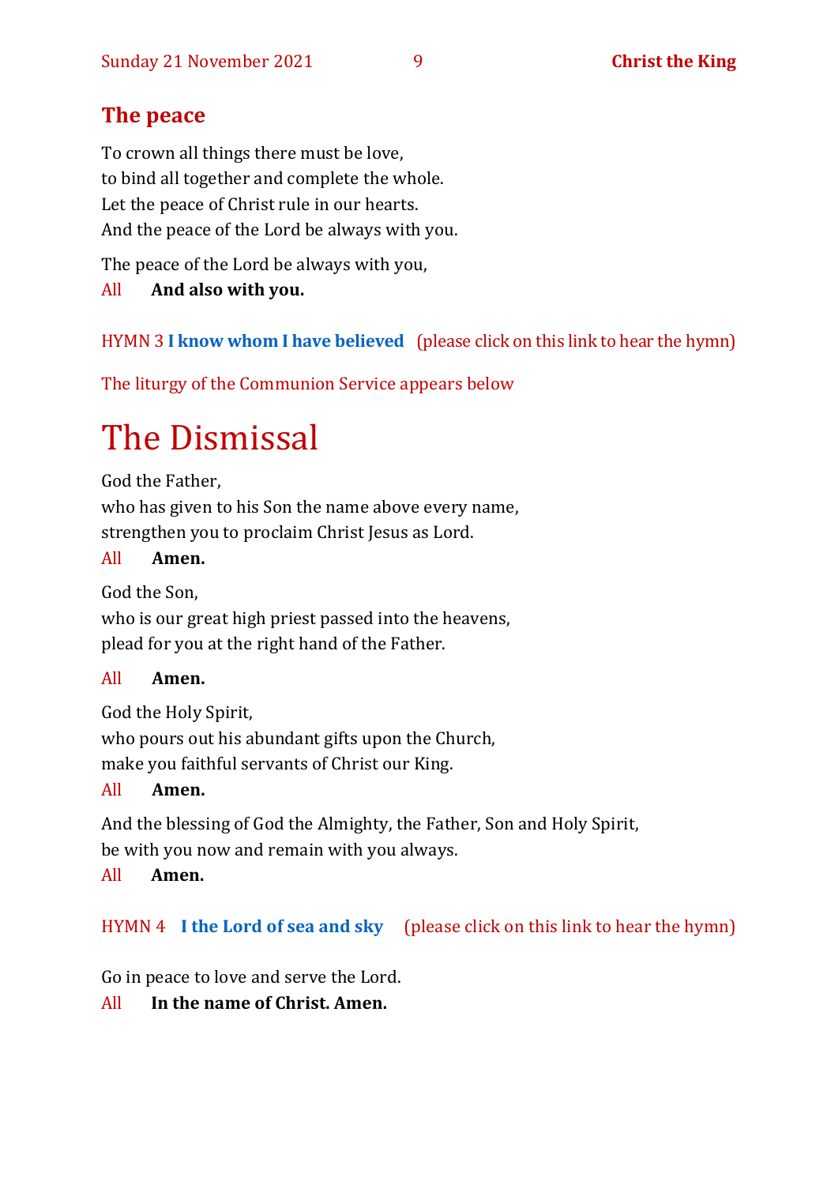## The peace

To crown all things there must be love,
to bind all together and complete the whole.
Let the peace of Christ rule in our hearts.
And the peace of the Lord be always with you.

The peace of the Lord be always with you,

All **And also with you.**

HYMN 3 **I know whom I have believed** (please click on this link to hear the hymn)

The liturgy of the Communion Service appears below

# The Dismissal

God the Father,
who has given to his Son the name above every name,
strengthen you to proclaim Christ Jesus as Lord.

All **Amen.**

God the Son,
who is our great high priest passed into the heavens,
plead for you at the right hand of the Father.

All **Amen.**

God the Holy Spirit,
who pours out his abundant gifts upon the Church,
make you faithful servants of Christ our King.

All **Amen.**

And the blessing of God the Almighty, the Father, Son and Holy Spirit,
be with you now and remain with you always.

All **Amen.**

HYMN 4 **I the Lord of sea and sky** (please click on this link to hear the hymn)

Go in peace to love and serve the Lord.

All **In the name of Christ. Amen.**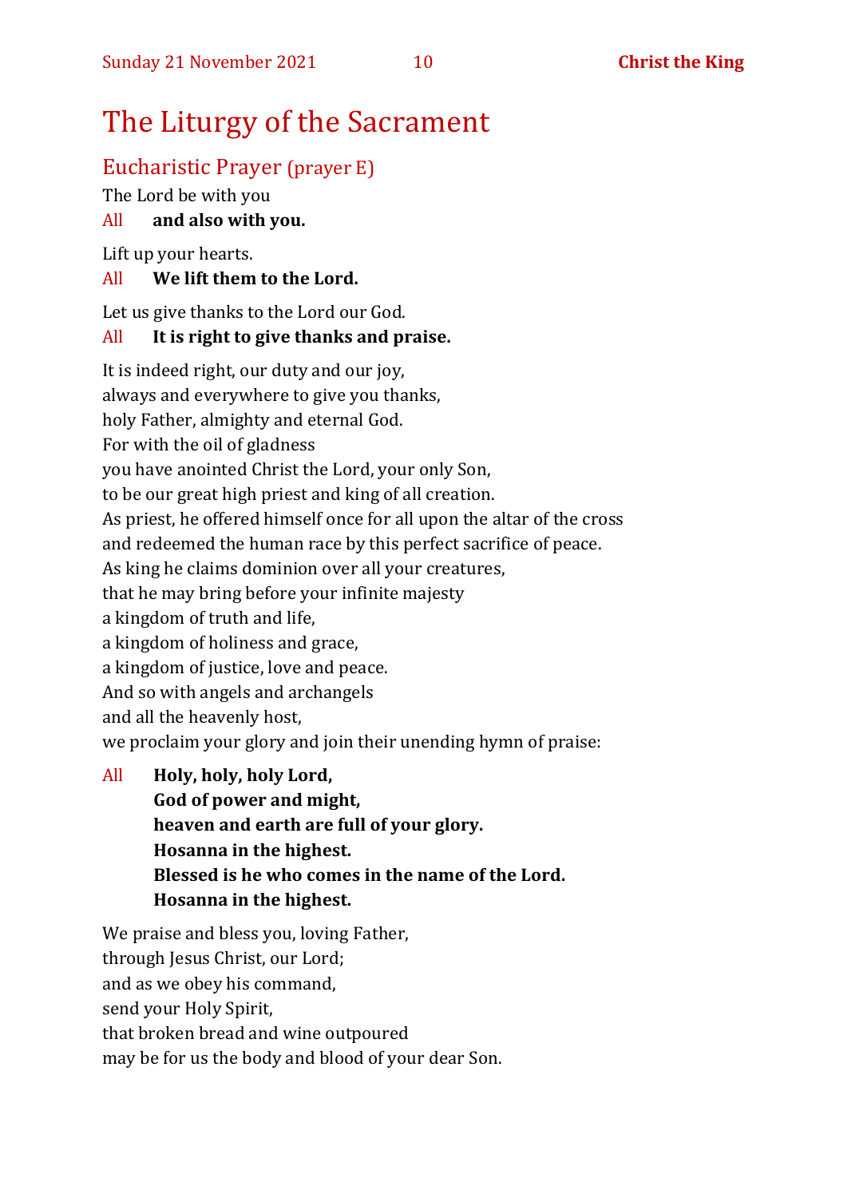# The Liturgy of the Sacrament

## Eucharistic Prayer (prayer E)

The Lord be with you

All **and also with you.**

Lift up your hearts.

All **We lift them to the Lord.**

Let us give thanks to the Lord our God.

All **It is right to give thanks and praise.**

It is indeed right, our duty and our joy,
always and everywhere to give you thanks,
holy Father, almighty and eternal God.
For with the oil of gladness
you have anointed Christ the Lord, your only Son,
to be our great high priest and king of all creation.
As priest, he offered himself once for all upon the altar of the cross
and redeemed the human race by this perfect sacrifice of peace.
As king he claims dominion over all your creatures,
that he may bring before your infinite majesty
a kingdom of truth and life,
a kingdom of holiness and grace,
a kingdom of justice, love and peace.
And so with angels and archangels
and all the heavenly host,
we proclaim your glory and join their unending hymn of praise:

All **Holy, holy, holy Lord,**
**God of power and might,**
**heaven and earth are full of your glory.**
**Hosanna in the highest.**
**Blessed is he who comes in the name of the Lord.**
**Hosanna in the highest.**

We praise and bless you, loving Father,
through Jesus Christ, our Lord;
and as we obey his command,
send your Holy Spirit,
that broken bread and wine outpoured
may be for us the body and blood of your dear Son.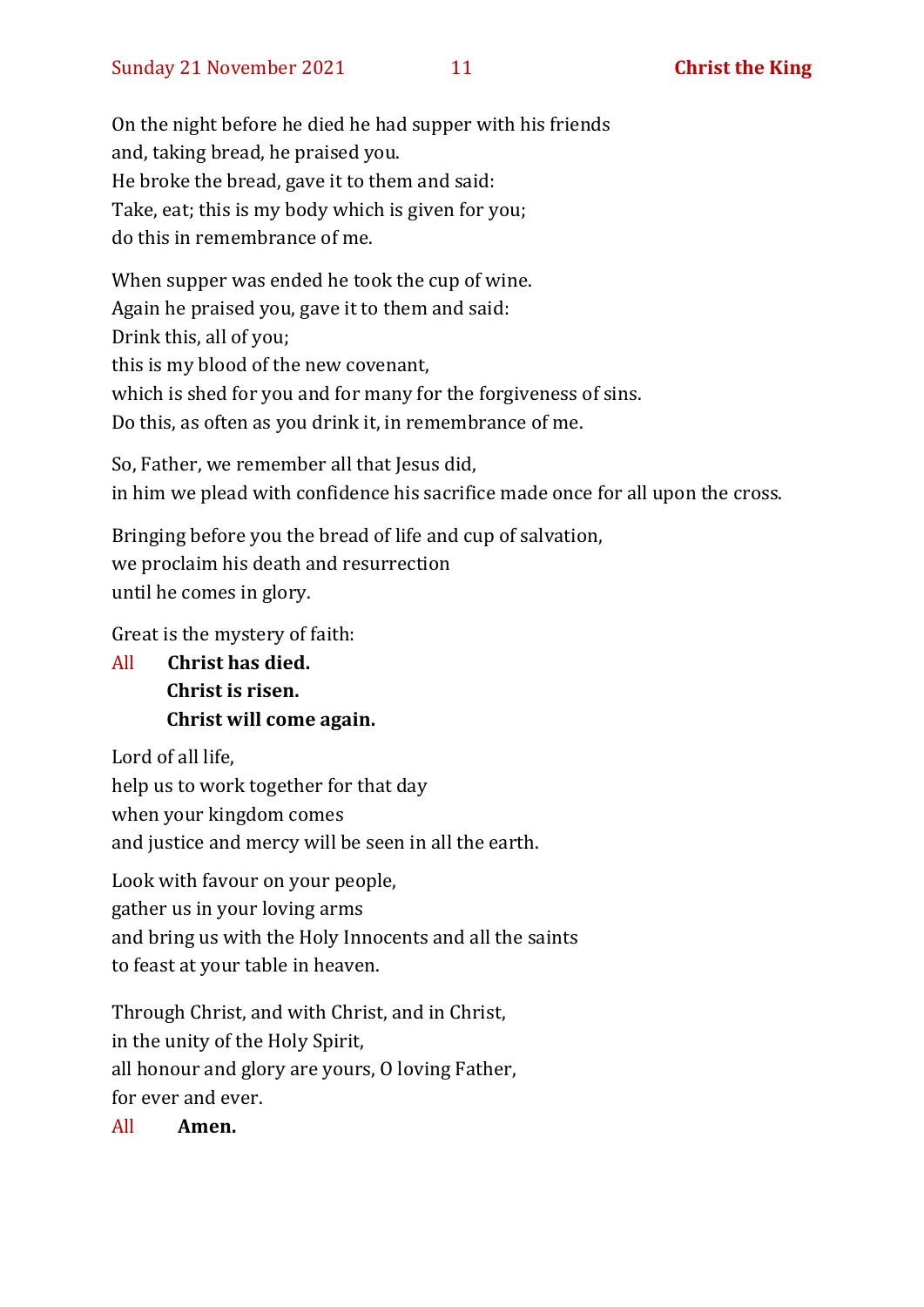On the night before he died he had supper with his friends  
and, taking bread, he praised you.  
He broke the bread, gave it to them and said:  
Take, eat; this is my body which is given for you;  
do this in remembrance of me.

When supper was ended he took the cup of wine.  
Again he praised you, gave it to them and said:  
Drink this, all of you;  
this is my blood of the new covenant,  
which is shed for you and for many for the forgiveness of sins.  
Do this, as often as you drink it, in remembrance of me.

So, Father, we remember all that Jesus did,  
in him we plead with confidence his sacrifice made once for all upon the cross.

Bringing before you the bread of life and cup of salvation,  
we proclaim his death and resurrection  
until he comes in glory.

Great is the mystery of faith:

All **Christ has died.**  
**Christ is risen.**  
**Christ will come again.**

Lord of all life,  
help us to work together for that day  
when your kingdom comes  
and justice and mercy will be seen in all the earth.

Look with favour on your people,  
gather us in your loving arms  
and bring us with the Holy Innocents and all the saints  
to feast at your table in heaven.

Through Christ, and with Christ, and in Christ,  
in the unity of the Holy Spirit,  
all honour and glory are yours, O loving Father,  
for ever and ever.

All **Amen.**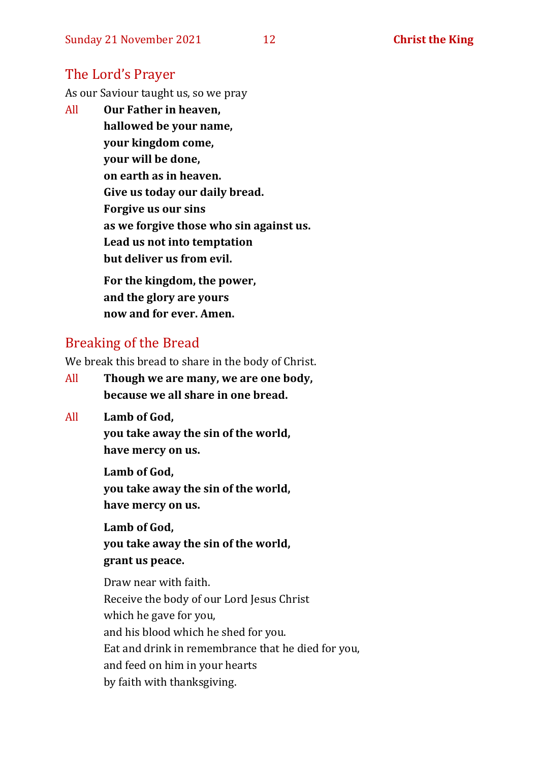## The Lord's Prayer

As our Saviour taught us, so we pray

All **Our Father in heaven,**
**hallowed be your name,**
**your kingdom come,**
**your will be done,**
**on earth as in heaven.**
**Give us today our daily bread.**
**Forgive us our sins**
**as we forgive those who sin against us.**
**Lead us not into temptation**
**but deliver us from evil.**

**For the kingdom, the power,**
**and the glory are yours**
**now and for ever. Amen.**

## Breaking of the Bread

We break this bread to share in the body of Christ.

All **Though we are many, we are one body,**
**because we all share in one bread.**

All **Lamb of God,**
**you take away the sin of the world,**
**have mercy on us.**

**Lamb of God,**
**you take away the sin of the world,**
**have mercy on us.**

**Lamb of God,**
**you take away the sin of the world,**
**grant us peace.**

Draw near with faith.
Receive the body of our Lord Jesus Christ
which he gave for you,
and his blood which he shed for you.
Eat and drink in remembrance that he died for you,
and feed on him in your hearts
by faith with thanksgiving.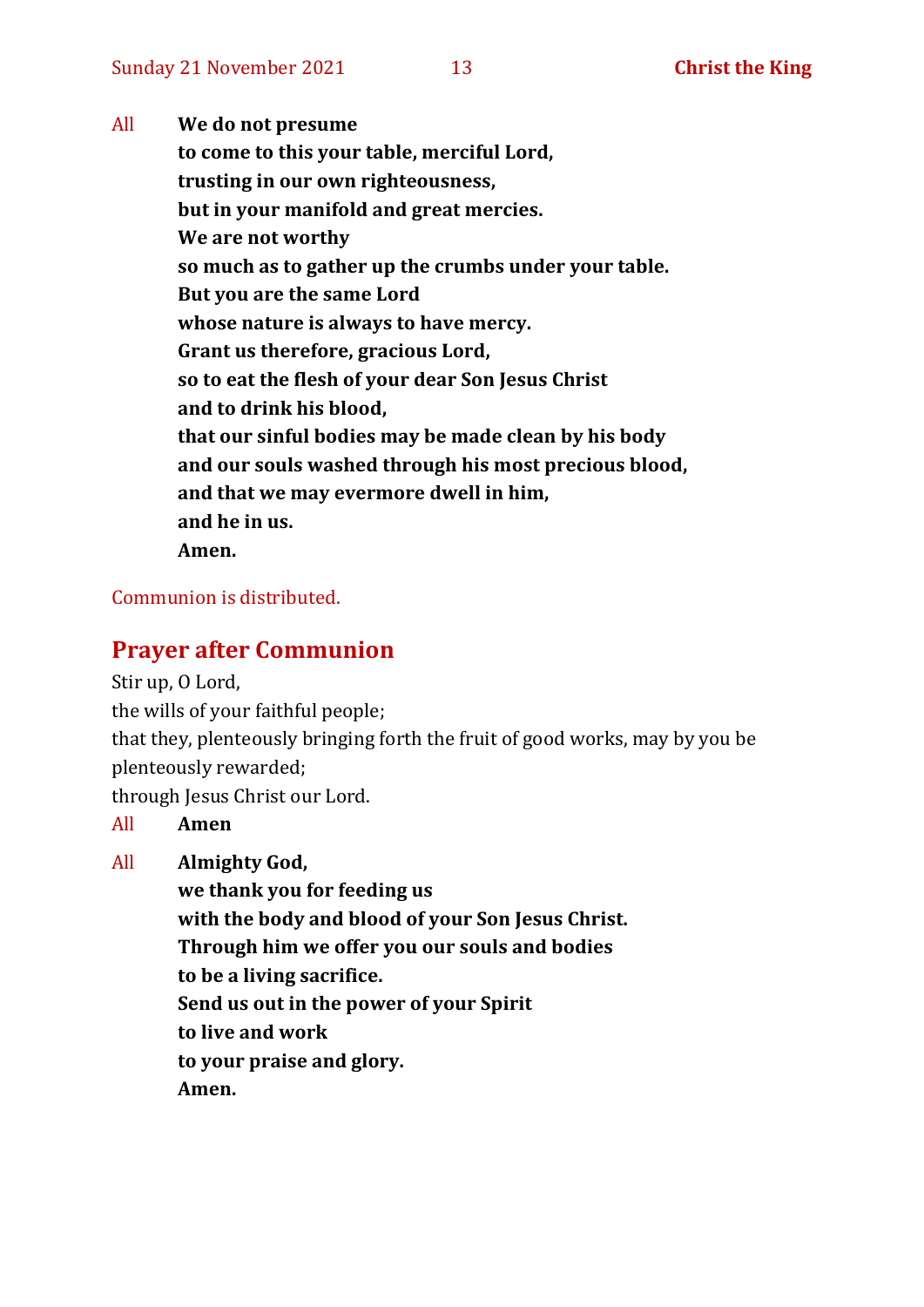All **We do not presume**
**to come to this your table, merciful Lord,**
**trusting in our own righteousness,**
**but in your manifold and great mercies.**
**We are not worthy**
**so much as to gather up the crumbs under your table.**
**But you are the same Lord**
**whose nature is always to have mercy.**
**Grant us therefore, gracious Lord,**
**so to eat the flesh of your dear Son Jesus Christ**
**and to drink his blood,**
**that our sinful bodies may be made clean by his body**
**and our souls washed through his most precious blood,**
**and that we may evermore dwell in him,**
**and he in us.**
**Amen.**

Communion is distributed.

## Prayer after Communion

Stir up, O Lord,
the wills of your faithful people;
that they, plenteously bringing forth the fruit of good works, may by you be plenteously rewarded;
through Jesus Christ our Lord.

All **Amen**

All **Almighty God,**
**we thank you for feeding us**
**with the body and blood of your Son Jesus Christ.**
**Through him we offer you our souls and bodies**
**to be a living sacrifice.**
**Send us out in the power of your Spirit**
**to live and work**
**to your praise and glory.**
**Amen.**